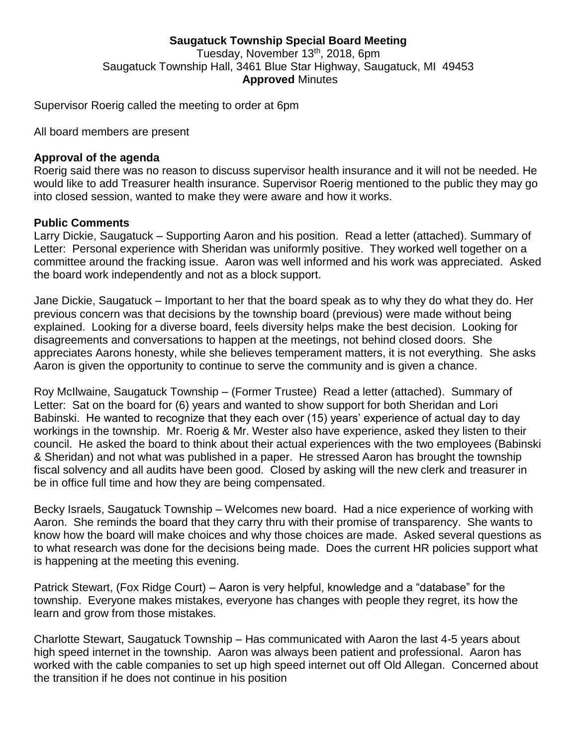**Saugatuck Township Special Board Meeting**
Tuesday, November 13th, 2018, 6pm
Saugatuck Township Hall, 3461 Blue Star Highway, Saugatuck, MI 49453
**Approved** Minutes

Supervisor Roerig called the meeting to order at 6pm

All board members are present

**Approval of the agenda**

Roerig said there was no reason to discuss supervisor health insurance and it will not be needed. He would like to add Treasurer health insurance. Supervisor Roerig mentioned to the public they may go into closed session, wanted to make they were aware and how it works.

**Public Comments**

Larry Dickie, Saugatuck – Supporting Aaron and his position. Read a letter (attached). Summary of Letter: Personal experience with Sheridan was uniformly positive. They worked well together on a committee around the fracking issue. Aaron was well informed and his work was appreciated. Asked the board work independently and not as a block support.

Jane Dickie, Saugatuck – Important to her that the board speak as to why they do what they do. Her previous concern was that decisions by the township board (previous) were made without being explained. Looking for a diverse board, feels diversity helps make the best decision. Looking for disagreements and conversations to happen at the meetings, not behind closed doors. She appreciates Aarons honesty, while she believes temperament matters, it is not everything. She asks Aaron is given the opportunity to continue to serve the community and is given a chance.

Roy McIlwaine, Saugatuck Township – (Former Trustee) Read a letter (attached). Summary of Letter: Sat on the board for (6) years and wanted to show support for both Sheridan and Lori Babinski. He wanted to recognize that they each over (15) years' experience of actual day to day workings in the township. Mr. Roerig & Mr. Wester also have experience, asked they listen to their council. He asked the board to think about their actual experiences with the two employees (Babinski & Sheridan) and not what was published in a paper. He stressed Aaron has brought the township fiscal solvency and all audits have been good. Closed by asking will the new clerk and treasurer in be in office full time and how they are being compensated.

Becky Israels, Saugatuck Township – Welcomes new board. Had a nice experience of working with Aaron. She reminds the board that they carry thru with their promise of transparency. She wants to know how the board will make choices and why those choices are made. Asked several questions as to what research was done for the decisions being made. Does the current HR policies support what is happening at the meeting this evening.

Patrick Stewart, (Fox Ridge Court) – Aaron is very helpful, knowledge and a "database" for the township. Everyone makes mistakes, everyone has changes with people they regret, its how the learn and grow from those mistakes.

Charlotte Stewart, Saugatuck Township – Has communicated with Aaron the last 4-5 years about high speed internet in the township. Aaron was always been patient and professional. Aaron has worked with the cable companies to set up high speed internet out off Old Allegan. Concerned about the transition if he does not continue in his position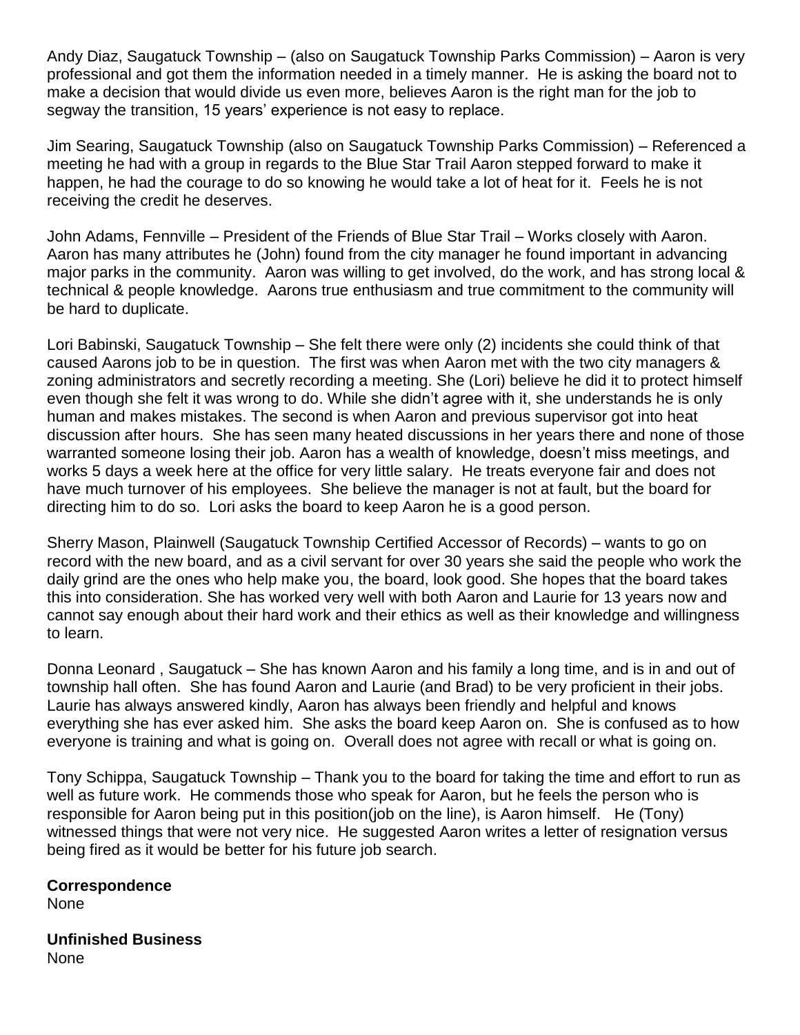Andy Diaz, Saugatuck Township – (also on Saugatuck Township Parks Commission) – Aaron is very professional and got them the information needed in a timely manner. He is asking the board not to make a decision that would divide us even more, believes Aaron is the right man for the job to segway the transition, 15 years' experience is not easy to replace.

Jim Searing, Saugatuck Township (also on Saugatuck Township Parks Commission) – Referenced a meeting he had with a group in regards to the Blue Star Trail Aaron stepped forward to make it happen, he had the courage to do so knowing he would take a lot of heat for it. Feels he is not receiving the credit he deserves.

John Adams, Fennville – President of the Friends of Blue Star Trail – Works closely with Aaron. Aaron has many attributes he (John) found from the city manager he found important in advancing major parks in the community. Aaron was willing to get involved, do the work, and has strong local & technical & people knowledge. Aarons true enthusiasm and true commitment to the community will be hard to duplicate.

Lori Babinski, Saugatuck Township – She felt there were only (2) incidents she could think of that caused Aarons job to be in question. The first was when Aaron met with the two city managers & zoning administrators and secretly recording a meeting. She (Lori) believe he did it to protect himself even though she felt it was wrong to do. While she didn't agree with it, she understands he is only human and makes mistakes. The second is when Aaron and previous supervisor got into heat discussion after hours. She has seen many heated discussions in her years there and none of those warranted someone losing their job. Aaron has a wealth of knowledge, doesn't miss meetings, and works 5 days a week here at the office for very little salary. He treats everyone fair and does not have much turnover of his employees. She believe the manager is not at fault, but the board for directing him to do so. Lori asks the board to keep Aaron he is a good person.

Sherry Mason, Plainwell (Saugatuck Township Certified Accessor of Records) – wants to go on record with the new board, and as a civil servant for over 30 years she said the people who work the daily grind are the ones who help make you, the board, look good. She hopes that the board takes this into consideration. She has worked very well with both Aaron and Laurie for 13 years now and cannot say enough about their hard work and their ethics as well as their knowledge and willingness to learn.

Donna Leonard , Saugatuck – She has known Aaron and his family a long time, and is in and out of township hall often. She has found Aaron and Laurie (and Brad) to be very proficient in their jobs. Laurie has always answered kindly, Aaron has always been friendly and helpful and knows everything she has ever asked him. She asks the board keep Aaron on. She is confused as to how everyone is training and what is going on. Overall does not agree with recall or what is going on.

Tony Schippa, Saugatuck Township – Thank you to the board for taking the time and effort to run as well as future work. He commends those who speak for Aaron, but he feels the person who is responsible for Aaron being put in this position(job on the line), is Aaron himself. He (Tony) witnessed things that were not very nice. He suggested Aaron writes a letter of resignation versus being fired as it would be better for his future job search.

**Correspondence**
None

**Unfinished Business**
None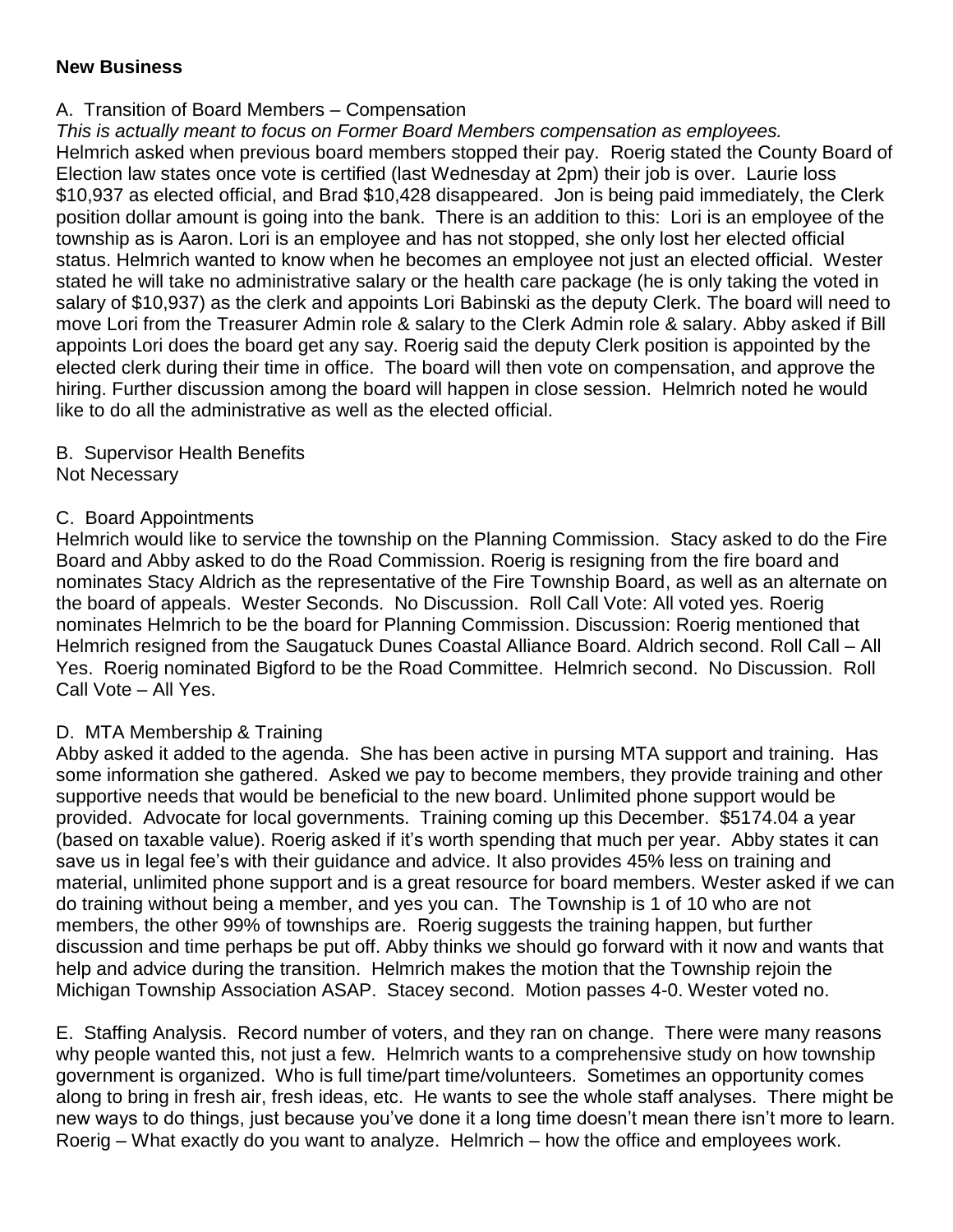**New Business**

A. Transition of Board Members – Compensation

*This is actually meant to focus on Former Board Members compensation as employees.*
Helmrich asked when previous board members stopped their pay. Roerig stated the County Board of Election law states once vote is certified (last Wednesday at 2pm) their job is over. Laurie loss $10,937 as elected official, and Brad $10,428 disappeared. Jon is being paid immediately, the Clerk position dollar amount is going into the bank. There is an addition to this: Lori is an employee of the township as is Aaron. Lori is an employee and has not stopped, she only lost her elected official status. Helmrich wanted to know when he becomes an employee not just an elected official. Wester stated he will take no administrative salary or the health care package (he is only taking the voted in salary of $10,937) as the clerk and appoints Lori Babinski as the deputy Clerk. The board will need to move Lori from the Treasurer Admin role & salary to the Clerk Admin role & salary. Abby asked if Bill appoints Lori does the board get any say. Roerig said the deputy Clerk position is appointed by the elected clerk during their time in office. The board will then vote on compensation, and approve the hiring. Further discussion among the board will happen in close session. Helmrich noted he would like to do all the administrative as well as the elected official.

B. Supervisor Health Benefits
Not Necessary

C. Board Appointments
Helmrich would like to service the township on the Planning Commission. Stacy asked to do the Fire Board and Abby asked to do the Road Commission. Roerig is resigning from the fire board and nominates Stacy Aldrich as the representative of the Fire Township Board, as well as an alternate on the board of appeals. Wester Seconds. No Discussion. Roll Call Vote: All voted yes. Roerig nominates Helmrich to be the board for Planning Commission. Discussion: Roerig mentioned that Helmrich resigned from the Saugatuck Dunes Coastal Alliance Board. Aldrich second. Roll Call – All Yes. Roerig nominated Bigford to be the Road Committee. Helmrich second. No Discussion. Roll Call Vote – All Yes.

D. MTA Membership & Training
Abby asked it added to the agenda. She has been active in pursing MTA support and training. Has some information she gathered. Asked we pay to become members, they provide training and other supportive needs that would be beneficial to the new board. Unlimited phone support would be provided. Advocate for local governments. Training coming up this December. $5174.04 a year (based on taxable value). Roerig asked if it's worth spending that much per year. Abby states it can save us in legal fee's with their guidance and advice. It also provides 45% less on training and material, unlimited phone support and is a great resource for board members. Wester asked if we can do training without being a member, and yes you can. The Township is 1 of 10 who are not members, the other 99% of townships are. Roerig suggests the training happen, but further discussion and time perhaps be put off. Abby thinks we should go forward with it now and wants that help and advice during the transition. Helmrich makes the motion that the Township rejoin the Michigan Township Association ASAP. Stacey second. Motion passes 4-0. Wester voted no.

E. Staffing Analysis. Record number of voters, and they ran on change. There were many reasons why people wanted this, not just a few. Helmrich wants to a comprehensive study on how township government is organized. Who is full time/part time/volunteers. Sometimes an opportunity comes along to bring in fresh air, fresh ideas, etc. He wants to see the whole staff analyses. There might be new ways to do things, just because you've done it a long time doesn't mean there isn't more to learn. Roerig – What exactly do you want to analyze. Helmrich – how the office and employees work.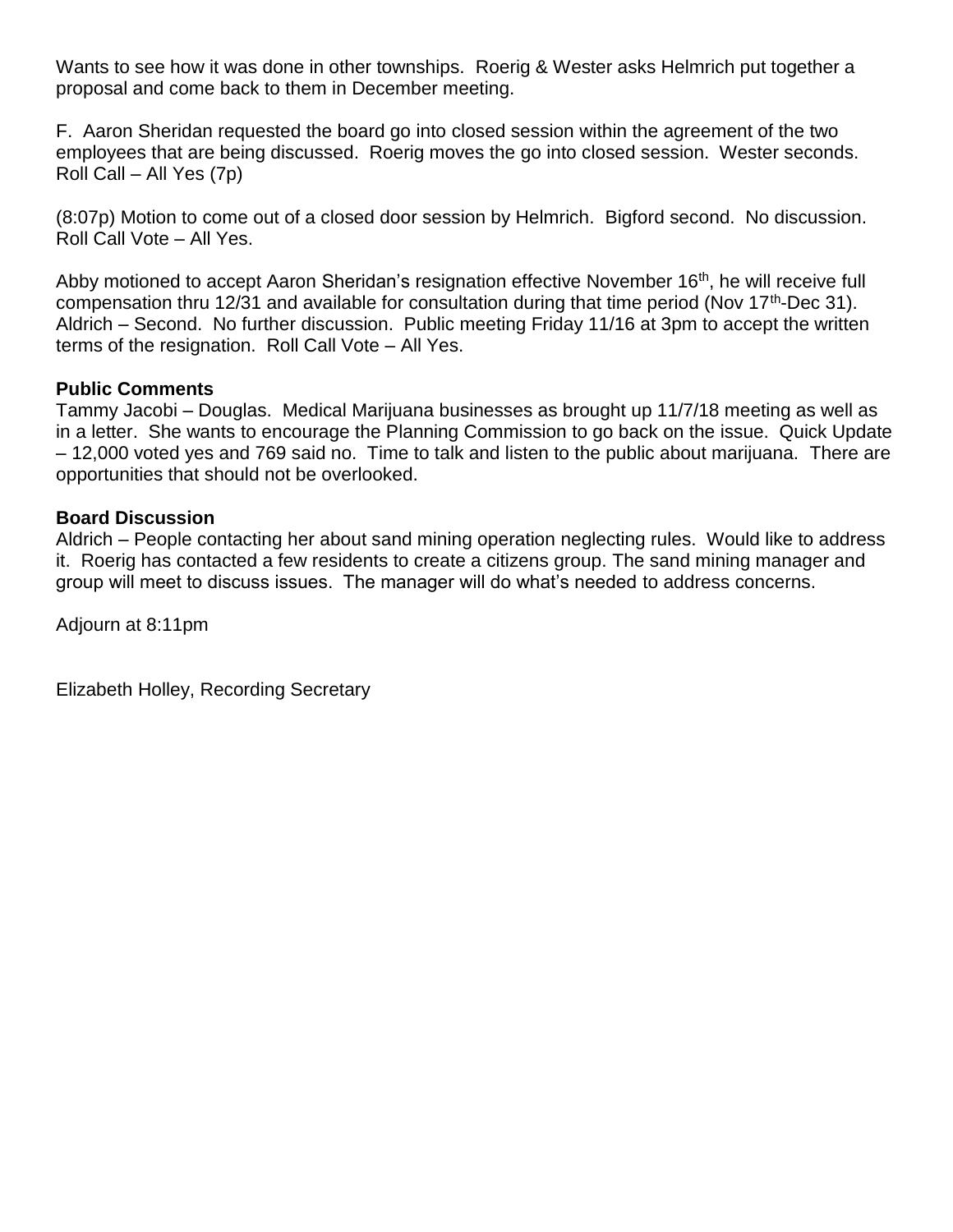Wants to see how it was done in other townships. Roerig & Wester asks Helmrich put together a proposal and come back to them in December meeting.

F. Aaron Sheridan requested the board go into closed session within the agreement of the two employees that are being discussed. Roerig moves the go into closed session. Wester seconds. Roll Call – All Yes (7p)

(8:07p) Motion to come out of a closed door session by Helmrich. Bigford second. No discussion. Roll Call Vote – All Yes.

Abby motioned to accept Aaron Sheridan's resignation effective November 16th, he will receive full compensation thru 12/31 and available for consultation during that time period (Nov 17th-Dec 31). Aldrich – Second. No further discussion. Public meeting Friday 11/16 at 3pm to accept the written terms of the resignation. Roll Call Vote – All Yes.

**Public Comments**

Tammy Jacobi – Douglas. Medical Marijuana businesses as brought up 11/7/18 meeting as well as in a letter. She wants to encourage the Planning Commission to go back on the issue. Quick Update – 12,000 voted yes and 769 said no. Time to talk and listen to the public about marijuana. There are opportunities that should not be overlooked.

**Board Discussion**

Aldrich – People contacting her about sand mining operation neglecting rules. Would like to address it. Roerig has contacted a few residents to create a citizens group. The sand mining manager and group will meet to discuss issues. The manager will do what's needed to address concerns.

Adjourn at 8:11pm

Elizabeth Holley, Recording Secretary